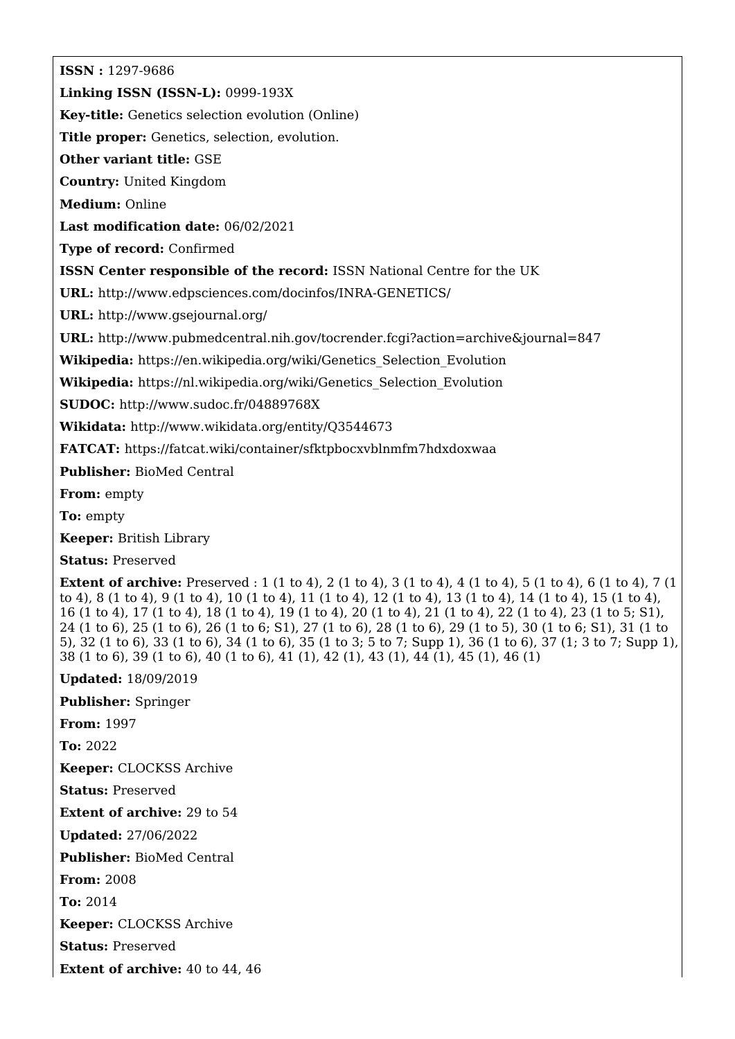**ISSN :** 1297-9686

**Linking ISSN (ISSN-L):** 0999-193X

**Key-title:** Genetics selection evolution (Online)

**Title proper:** Genetics, selection, evolution.

**Other variant title:** GSE

**Country:** United Kingdom

**Medium:** Online

**Last modification date:** 06/02/2021

**Type of record:** Confirmed

**ISSN Center responsible of the record:** ISSN National Centre for the UK

**URL:** http://www.edpsciences.com/docinfos/INRA-GENETICS/

**URL:** http://www.gsejournal.org/

**URL:** http://www.pubmedcentral.nih.gov/tocrender.fcgi?action=archive&journal=847

**Wikipedia:** https://en.wikipedia.org/wiki/Genetics_Selection_Evolution

**Wikipedia:** https://nl.wikipedia.org/wiki/Genetics_Selection_Evolution

**SUDOC:** http://www.sudoc.fr/04889768X

**Wikidata:** http://www.wikidata.org/entity/Q3544673

**FATCAT:** https://fatcat.wiki/container/sfktpbocxvblnmfm7hdxdoxwaa

**Publisher:** BioMed Central

**From:** empty

**To:** empty

**Keeper:** British Library

**Status:** Preserved

**Extent of archive:** Preserved : 1 (1 to 4), 2 (1 to 4), 3 (1 to 4), 4 (1 to 4), 5 (1 to 4), 6 (1 to 4), 7 (1 to 4), 8 (1 to 4), 9 (1 to 4), 10 (1 to 4), 11 (1 to 4), 12 (1 to 4), 13 (1 to 4), 14 (1 to 4), 15 (1 to 4), 16 (1 to 4), 17 (1 to 4), 18 (1 to 4), 19 (1 to 4), 20 (1 to 4), 21 (1 to 4), 22 (1 to 4), 23 (1 to 5; S1), 24 (1 to 6), 25 (1 to 6), 26 (1 to 6; S1), 27 (1 to 6), 28 (1 to 6), 29 (1 to 5), 30 (1 to 6; S1), 31 (1 to 5), 32 (1 to 6), 33 (1 to 6), 34 (1 to 6), 35 (1 to 3; 5 to 7; Supp 1), 36 (1 to 6), 37 (1; 3 to 7; Supp 1), 38 (1 to 6), 39 (1 to 6), 40 (1 to 6), 41 (1), 42 (1), 43 (1), 44 (1), 45 (1), 46 (1)

**Updated:** 18/09/2019

**Publisher:** Springer

**From:** 1997

**To:** 2022

**Keeper:** CLOCKSS Archive

**Status:** Preserved

**Extent of archive:** 29 to 54

**Updated:** 27/06/2022

**Publisher:** BioMed Central

**From:** 2008

**To:** 2014

**Keeper:** CLOCKSS Archive

**Status:** Preserved

**Extent of archive:** 40 to 44, 46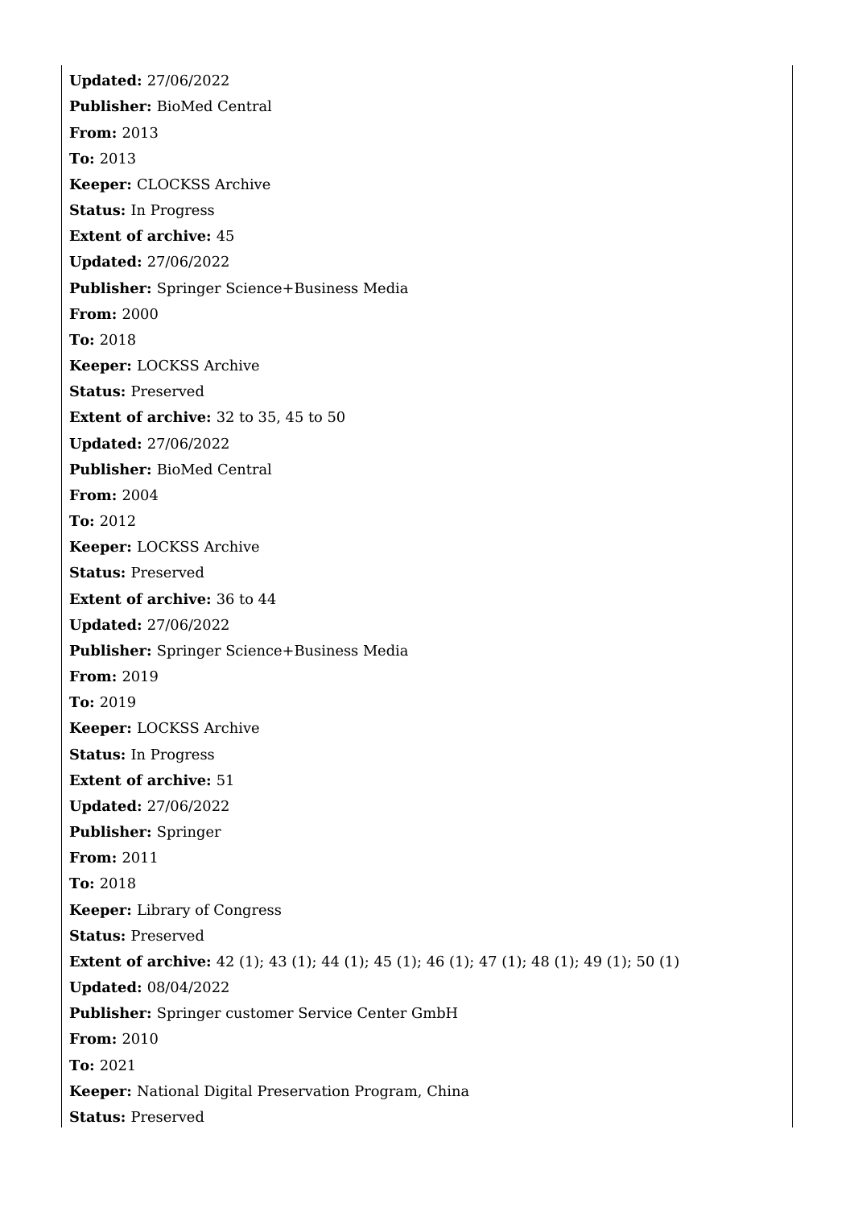**Updated:** 27/06/2022

**Publisher:** BioMed Central

**From:** 2013

**To:** 2013

**Keeper:** CLOCKSS Archive

**Status:** In Progress

**Extent of archive:** 45

**Updated:** 27/06/2022

**Publisher:** Springer Science+Business Media

**From:** 2000

**To:** 2018

**Keeper:** LOCKSS Archive

**Status:** Preserved

**Extent of archive:** 32 to 35, 45 to 50

**Updated:** 27/06/2022

**Publisher:** BioMed Central

**From:** 2004

**To:** 2012

**Keeper:** LOCKSS Archive

**Status:** Preserved

**Extent of archive:** 36 to 44

**Updated:** 27/06/2022

**Publisher:** Springer Science+Business Media

**From:** 2019

**To:** 2019

**Keeper:** LOCKSS Archive

**Status:** In Progress

**Extent of archive:** 51

**Updated:** 27/06/2022

**Publisher:** Springer

**From:** 2011

**To:** 2018

**Keeper:** Library of Congress

**Status:** Preserved

**Extent of archive:** 42 (1); 43 (1); 44 (1); 45 (1); 46 (1); 47 (1); 48 (1); 49 (1); 50 (1)

**Updated:** 08/04/2022

**Publisher:** Springer customer Service Center GmbH

**From:** 2010

**To:** 2021

**Keeper:** National Digital Preservation Program, China

**Status:** Preserved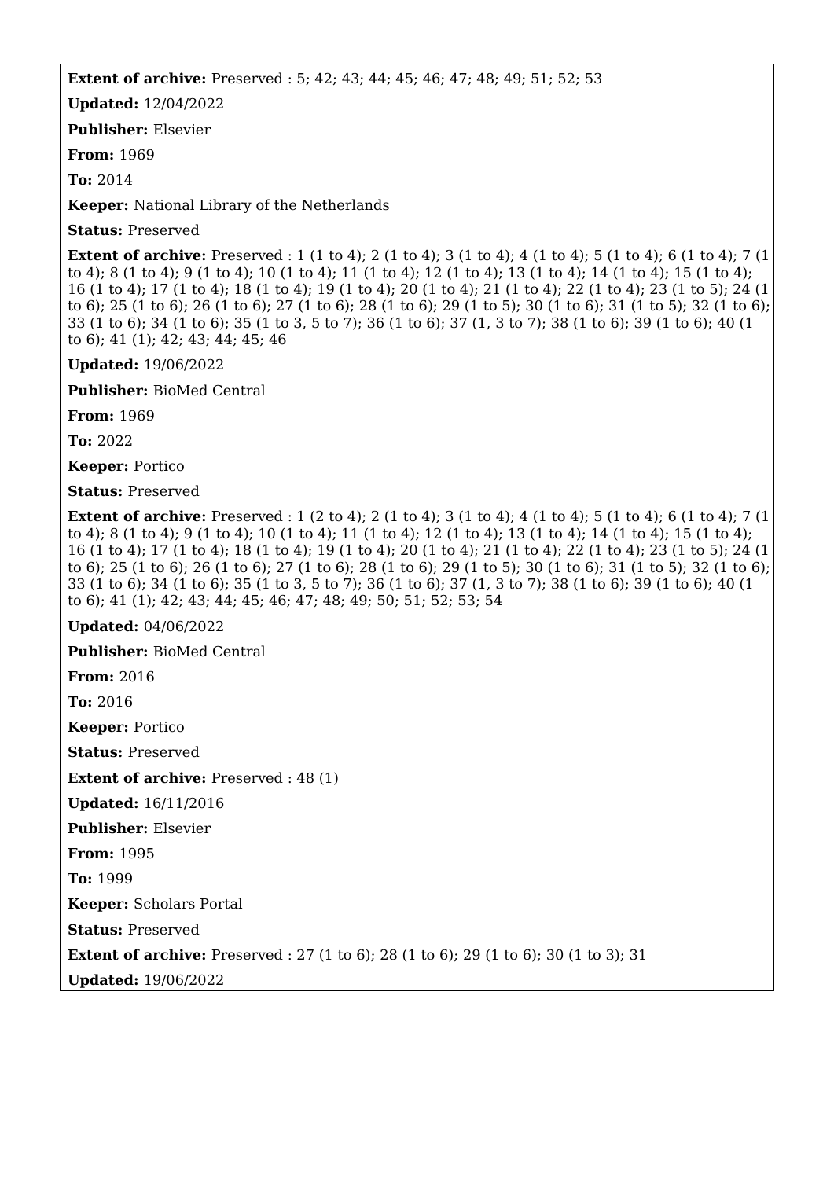**Extent of archive:** Preserved : 5; 42; 43; 44; 45; 46; 47; 48; 49; 51; 52; 53

**Updated:** 12/04/2022

**Publisher:** Elsevier

**From:** 1969

**To:** 2014

**Keeper:** National Library of the Netherlands

**Status:** Preserved

**Extent of archive:** Preserved : 1 (1 to 4); 2 (1 to 4); 3 (1 to 4); 4 (1 to 4); 5 (1 to 4); 6 (1 to 4); 7 (1 to 4); 8 (1 to 4); 9 (1 to 4); 10 (1 to 4); 11 (1 to 4); 12 (1 to 4); 13 (1 to 4); 14 (1 to 4); 15 (1 to 4); 16 (1 to 4); 17 (1 to 4); 18 (1 to 4); 19 (1 to 4); 20 (1 to 4); 21 (1 to 4); 22 (1 to 4); 23 (1 to 5); 24 (1 to 6); 25 (1 to 6); 26 (1 to 6); 27 (1 to 6); 28 (1 to 6); 29 (1 to 5); 30 (1 to 6); 31 (1 to 5); 32 (1 to 6); 33 (1 to 6); 34 (1 to 6); 35 (1 to 3, 5 to 7); 36 (1 to 6); 37 (1, 3 to 7); 38 (1 to 6); 39 (1 to 6); 40 (1 to 6); 41 (1); 42; 43; 44; 45; 46

**Updated:** 19/06/2022

**Publisher:** BioMed Central

**From:** 1969

**To:** 2022

**Keeper:** Portico

**Status:** Preserved

**Extent of archive:** Preserved : 1 (2 to 4); 2 (1 to 4); 3 (1 to 4); 4 (1 to 4); 5 (1 to 4); 6 (1 to 4); 7 (1 to 4); 8 (1 to 4); 9 (1 to 4); 10 (1 to 4); 11 (1 to 4); 12 (1 to 4); 13 (1 to 4); 14 (1 to 4); 15 (1 to 4); 16 (1 to 4); 17 (1 to 4); 18 (1 to 4); 19 (1 to 4); 20 (1 to 4); 21 (1 to 4); 22 (1 to 4); 23 (1 to 5); 24 (1 to 6); 25 (1 to 6); 26 (1 to 6); 27 (1 to 6); 28 (1 to 6); 29 (1 to 5); 30 (1 to 6); 31 (1 to 5); 32 (1 to 6); 33 (1 to 6); 34 (1 to 6); 35 (1 to 3, 5 to 7); 36 (1 to 6); 37 (1, 3 to 7); 38 (1 to 6); 39 (1 to 6); 40 (1 to 6); 41 (1); 42; 43; 44; 45; 46; 47; 48; 49; 50; 51; 52; 53; 54

**Updated:** 04/06/2022

**Publisher:** BioMed Central

**From:** 2016

**To:** 2016

**Keeper:** Portico

**Status:** Preserved

**Extent of archive:** Preserved : 48 (1)

**Updated:** 16/11/2016

**Publisher:** Elsevier

**From:** 1995

**To:** 1999

**Keeper:** Scholars Portal

**Status:** Preserved

**Extent of archive:** Preserved : 27 (1 to 6); 28 (1 to 6); 29 (1 to 6); 30 (1 to 3); 31

**Updated:** 19/06/2022